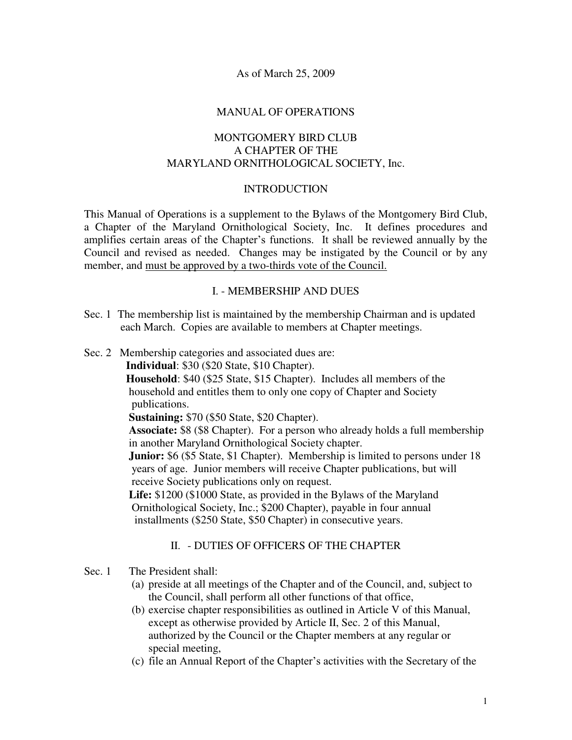As of March 25, 2009

# MANUAL OF OPERATIONS

## MONTGOMERY BIRD CLUB
## A CHAPTER OF THE
## MARYLAND ORNITHOLOGICAL SOCIETY, Inc.

## INTRODUCTION

This Manual of Operations is a supplement to the Bylaws of the Montgomery Bird Club, a Chapter of the Maryland Ornithological Society, Inc. It defines procedures and amplifies certain areas of the Chapter's functions. It shall be reviewed annually by the Council and revised as needed. Changes may be instigated by the Council or by any member, and <u>must be approved by a two-thirds vote of the Council.</u>

## I. - MEMBERSHIP AND DUES

Sec. 1 The membership list is maintained by the membership Chairman and is updated each March. Copies are available to members at Chapter meetings.

Sec. 2 Membership categories and associated dues are:

**Individual**: $30 ($20 State, $10 Chapter).

**Household**: $40 ($25 State, $15 Chapter). Includes all members of the household and entitles them to only one copy of Chapter and Society publications.

**Sustaining:** $70 ($50 State, $20 Chapter).

**Associate:** $8 ($8 Chapter). For a person who already holds a full membership in another Maryland Ornithological Society chapter.

**Junior:** $6 ($5 State, $1 Chapter). Membership is limited to persons under 18 years of age. Junior members will receive Chapter publications, but will receive Society publications only on request.

**Life:** $1200 ($1000 State, as provided in the Bylaws of the Maryland Ornithological Society, Inc.; $200 Chapter), payable in four annual installments ($250 State, $50 Chapter) in consecutive years.

## II. - DUTIES OF OFFICERS OF THE CHAPTER

Sec. 1 The President shall:

(a) preside at all meetings of the Chapter and of the Council, and, subject to the Council, shall perform all other functions of that office,

(b) exercise chapter responsibilities as outlined in Article V of this Manual, except as otherwise provided by Article II, Sec. 2 of this Manual, authorized by the Council or the Chapter members at any regular or special meeting,

(c) file an Annual Report of the Chapter's activities with the Secretary of the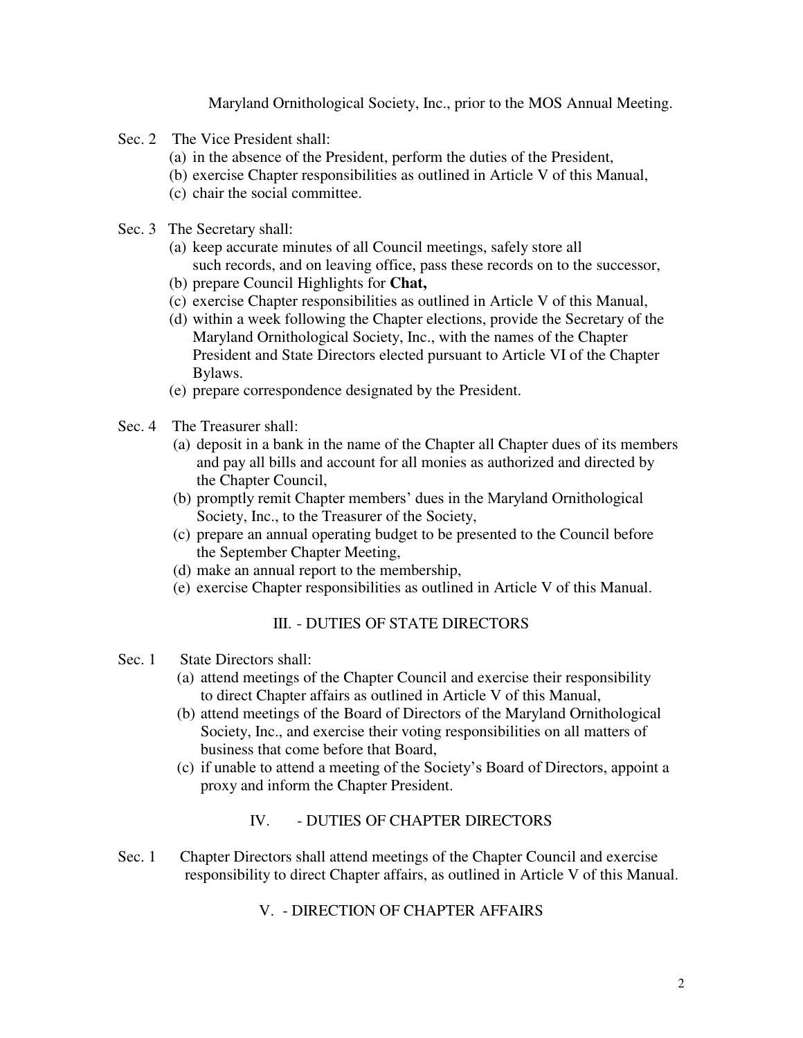Maryland Ornithological Society, Inc., prior to the MOS Annual Meeting.

Sec. 2 The Vice President shall:

(a) in the absence of the President, perform the duties of the President,
(b) exercise Chapter responsibilities as outlined in Article V of this Manual,
(c) chair the social committee.

Sec. 3 The Secretary shall:

(a) keep accurate minutes of all Council meetings, safely store all such records, and on leaving office, pass these records on to the successor,
(b) prepare Council Highlights for **Chat,**
(c) exercise Chapter responsibilities as outlined in Article V of this Manual,
(d) within a week following the Chapter elections, provide the Secretary of the Maryland Ornithological Society, Inc., with the names of the Chapter President and State Directors elected pursuant to Article VI of the Chapter Bylaws.
(e) prepare correspondence designated by the President.

Sec. 4 The Treasurer shall:

(a) deposit in a bank in the name of the Chapter all Chapter dues of its members and pay all bills and account for all monies as authorized and directed by the Chapter Council,
(b) promptly remit Chapter members' dues in the Maryland Ornithological Society, Inc., to the Treasurer of the Society,
(c) prepare an annual operating budget to be presented to the Council before the September Chapter Meeting,
(d) make an annual report to the membership,
(e) exercise Chapter responsibilities as outlined in Article V of this Manual.

## III. - DUTIES OF STATE DIRECTORS

Sec. 1 State Directors shall:

(a) attend meetings of the Chapter Council and exercise their responsibility to direct Chapter affairs as outlined in Article V of this Manual,
(b) attend meetings of the Board of Directors of the Maryland Ornithological Society, Inc., and exercise their voting responsibilities on all matters of business that come before that Board,
(c) if unable to attend a meeting of the Society's Board of Directors, appoint a proxy and inform the Chapter President.

## IV. - DUTIES OF CHAPTER DIRECTORS

Sec. 1 Chapter Directors shall attend meetings of the Chapter Council and exercise responsibility to direct Chapter affairs, as outlined in Article V of this Manual.

## V. - DIRECTION OF CHAPTER AFFAIRS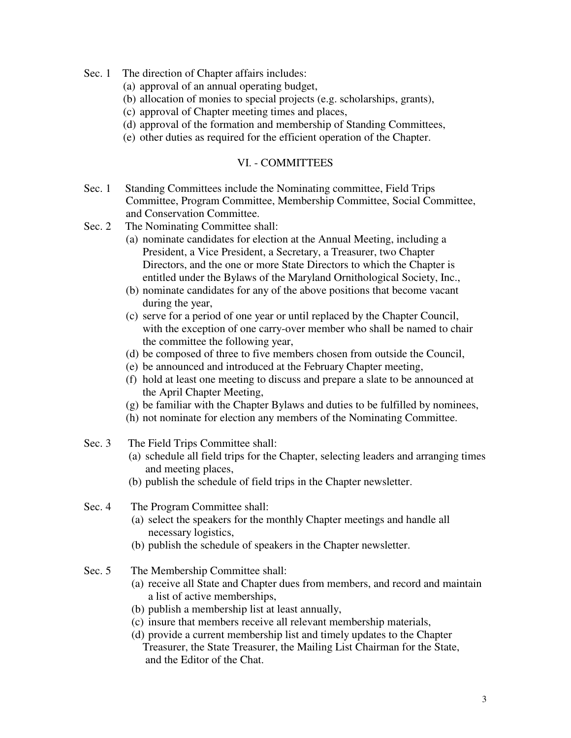Sec. 1 The direction of Chapter affairs includes:

(a) approval of an annual operating budget,
(b) allocation of monies to special projects (e.g. scholarships, grants),
(c) approval of Chapter meeting times and places,
(d) approval of the formation and membership of Standing Committees,
(e) other duties as required for the efficient operation of the Chapter.

## VI. - COMMITTEES

Sec. 1 Standing Committees include the Nominating committee, Field Trips Committee, Program Committee, Membership Committee, Social Committee, and Conservation Committee.

Sec. 2 The Nominating Committee shall:

(a) nominate candidates for election at the Annual Meeting, including a President, a Vice President, a Secretary, a Treasurer, two Chapter Directors, and the one or more State Directors to which the Chapter is entitled under the Bylaws of the Maryland Ornithological Society, Inc.,
(b) nominate candidates for any of the above positions that become vacant during the year,
(c) serve for a period of one year or until replaced by the Chapter Council, with the exception of one carry-over member who shall be named to chair the committee the following year,
(d) be composed of three to five members chosen from outside the Council,
(e) be announced and introduced at the February Chapter meeting,
(f) hold at least one meeting to discuss and prepare a slate to be announced at the April Chapter Meeting,
(g) be familiar with the Chapter Bylaws and duties to be fulfilled by nominees,
(h) not nominate for election any members of the Nominating Committee.

Sec. 3 The Field Trips Committee shall:

(a) schedule all field trips for the Chapter, selecting leaders and arranging times and meeting places,
(b) publish the schedule of field trips in the Chapter newsletter.

Sec. 4 The Program Committee shall:

(a) select the speakers for the monthly Chapter meetings and handle all necessary logistics,
(b) publish the schedule of speakers in the Chapter newsletter.

Sec. 5 The Membership Committee shall:

(a) receive all State and Chapter dues from members, and record and maintain a list of active memberships,
(b) publish a membership list at least annually,
(c) insure that members receive all relevant membership materials,
(d) provide a current membership list and timely updates to the Chapter Treasurer, the State Treasurer, the Mailing List Chairman for the State, and the Editor of the Chat.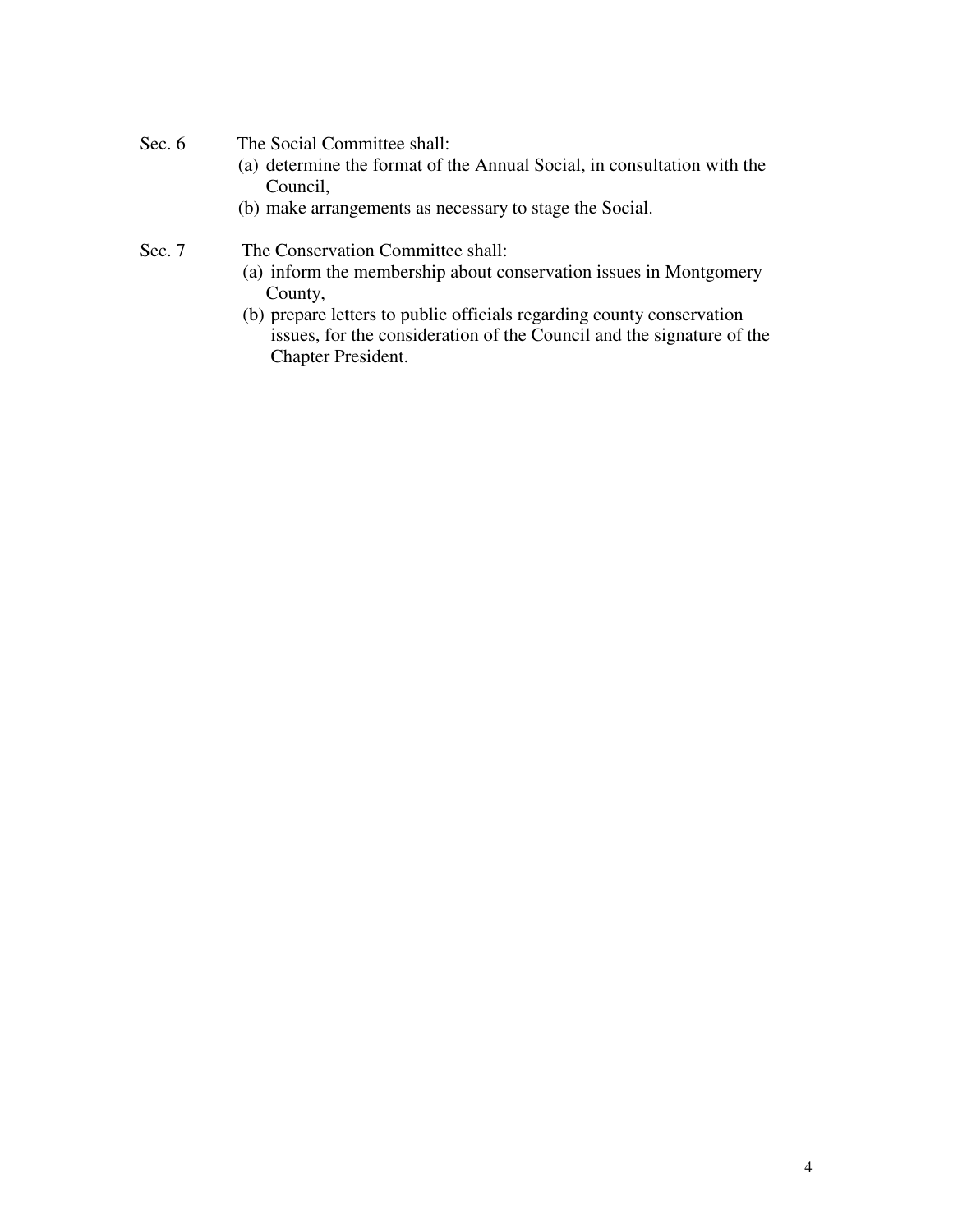Sec. 6 The Social Committee shall:

(a) determine the format of the Annual Social, in consultation with the Council,

(b) make arrangements as necessary to stage the Social.

Sec. 7 The Conservation Committee shall:

(a) inform the membership about conservation issues in Montgomery County,

(b) prepare letters to public officials regarding county conservation issues, for the consideration of the Council and the signature of the Chapter President.